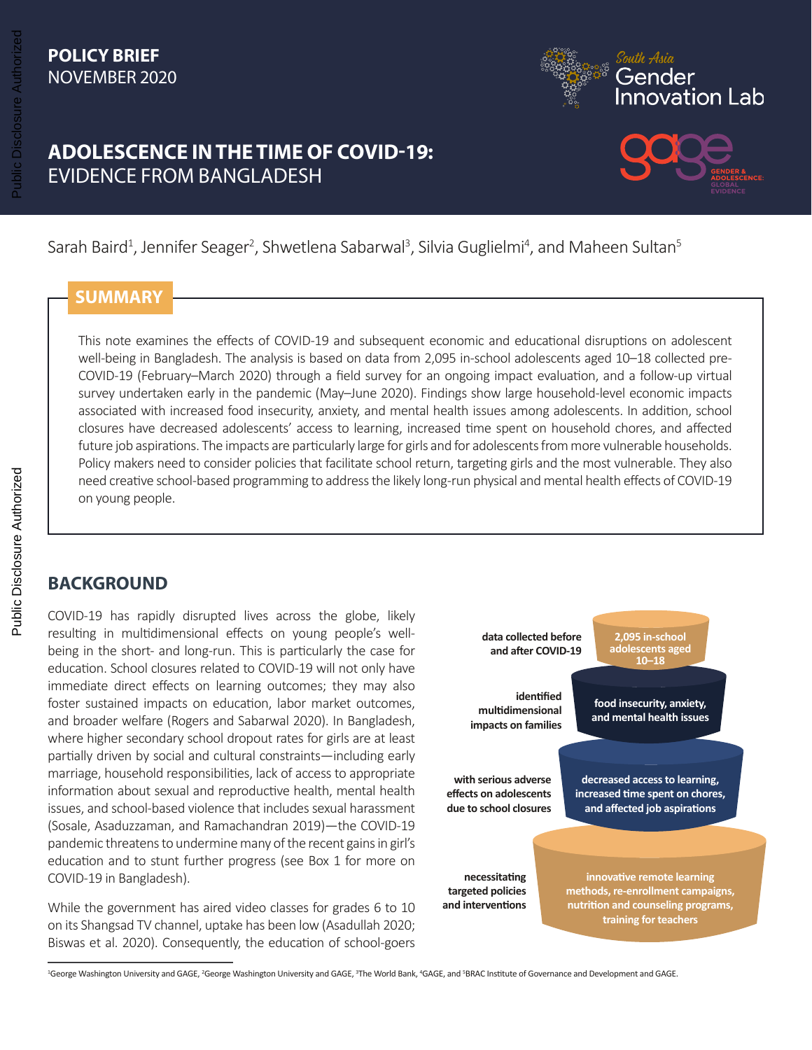**POLICY BRIEF**
NOVEMBER 2020

# ADOLESCENCE IN THE TIME OF COVID-19: EVIDENCE FROM BANGLADESH

Sarah Baird[1], Jennifer Seager[2], Shwetlena Sabarwal[3], Silvia Guglielmi[4], and Maheen Sultan[5]

## SUMMARY

This note examines the effects of COVID-19 and subsequent economic and educational disruptions on adolescent well-being in Bangladesh. The analysis is based on data from 2,095 in-school adolescents aged 10–18 collected pre-COVID-19 (February–March 2020) through a field survey for an ongoing impact evaluation, and a follow-up virtual survey undertaken early in the pandemic (May–June 2020). Findings show large household-level economic impacts associated with increased food insecurity, anxiety, and mental health issues among adolescents. In addition, school closures have decreased adolescents' access to learning, increased time spent on household chores, and affected future job aspirations. The impacts are particularly large for girls and for adolescents from more vulnerable households. Policy makers need to consider policies that facilitate school return, targeting girls and the most vulnerable. They also need creative school-based programming to address the likely long-run physical and mental health effects of COVID-19 on young people.

## BACKGROUND

COVID-19 has rapidly disrupted lives across the globe, likely resulting in multidimensional effects on young people's well-being in the short- and long-run. This is particularly the case for education. School closures related to COVID-19 will not only have immediate direct effects on learning outcomes; they may also foster sustained impacts on education, labor market outcomes, and broader welfare (Rogers and Sabarwal 2020). In Bangladesh, where higher secondary school dropout rates for girls are at least partially driven by social and cultural constraints—including early marriage, household responsibilities, lack of access to appropriate information about sexual and reproductive health, mental health issues, and school-based violence that includes sexual harassment (Sosale, Asaduzzaman, and Ramachandran 2019)—the COVID-19 pandemic threatens to undermine many of the recent gains in girl's education and to stunt further progress (see Box 1 for more on COVID-19 in Bangladesh).

While the government has aired video classes for grades 6 to 10 on its Shangsad TV channel, uptake has been low (Asadullah 2020; Biswas et al. 2020). Consequently, the education of school-goers

| | |
|---|---|
| data collected before and after COVID-19 | 2,095 in-school adolescents aged 10–18 |
| identified multidimensional impacts on families | food insecurity, anxiety, and mental health issues |
| with serious adverse effects on adolescents due to school closures | decreased access to learning, increased time spent on chores, and affected job aspirations |
| necessitating targeted policies and interventions | innovative remote learning methods, re-enrollment campaigns, nutrition and counseling programs, training for teachers |

[1]George Washington University and GAGE, [2]George Washington University and GAGE, [3]The World Bank, [4]GAGE, and [5]BRAC Institute of Governance and Development and GAGE.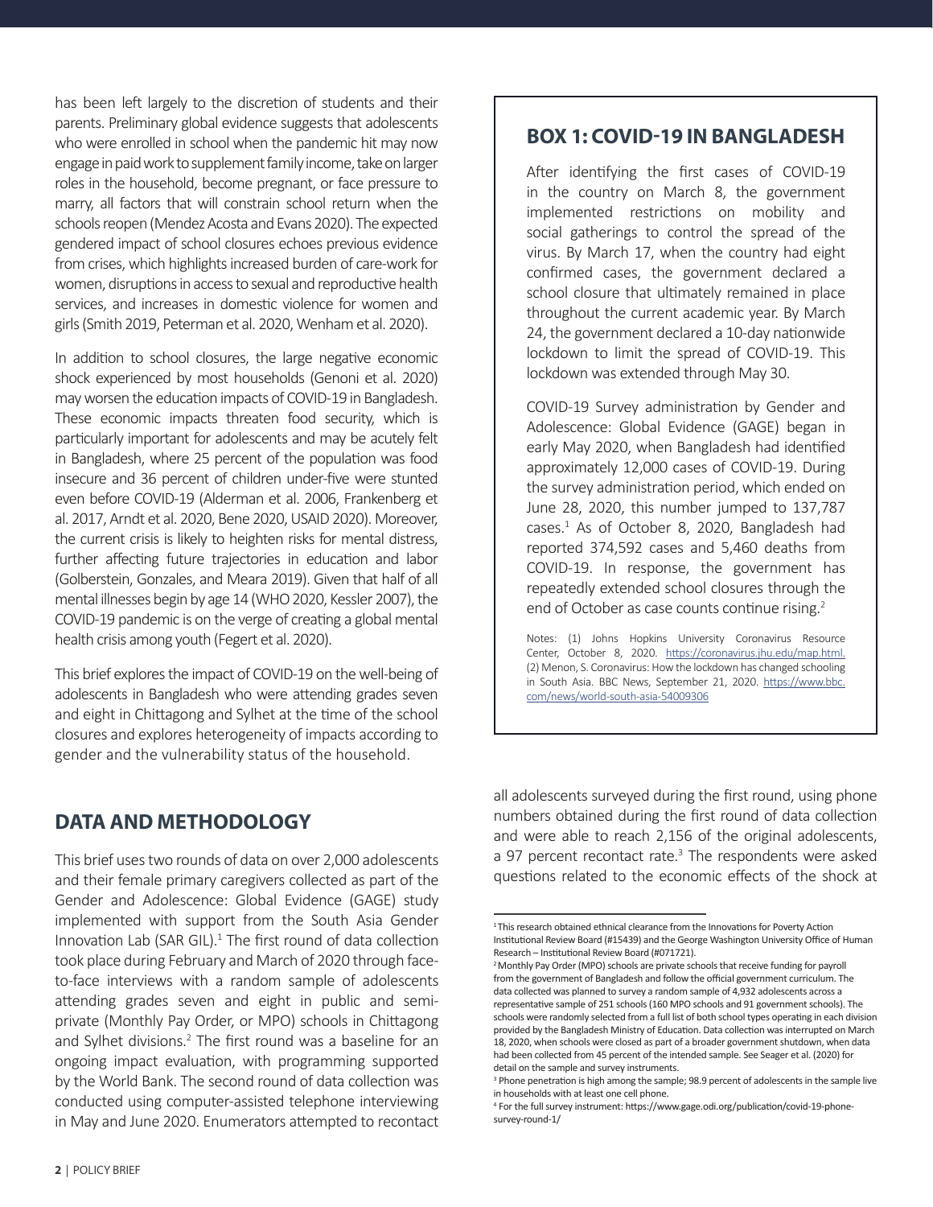has been left largely to the discretion of students and their parents. Preliminary global evidence suggests that adolescents who were enrolled in school when the pandemic hit may now engage in paid work to supplement family income, take on larger roles in the household, become pregnant, or face pressure to marry, all factors that will constrain school return when the schools reopen (Mendez Acosta and Evans 2020). The expected gendered impact of school closures echoes previous evidence from crises, which highlights increased burden of care-work for women, disruptions in access to sexual and reproductive health services, and increases in domestic violence for women and girls (Smith 2019, Peterman et al. 2020, Wenham et al. 2020).

In addition to school closures, the large negative economic shock experienced by most households (Genoni et al. 2020) may worsen the education impacts of COVID-19 in Bangladesh. These economic impacts threaten food security, which is particularly important for adolescents and may be acutely felt in Bangladesh, where 25 percent of the population was food insecure and 36 percent of children under-five were stunted even before COVID-19 (Alderman et al. 2006, Frankenberg et al. 2017, Arndt et al. 2020, Bene 2020, USAID 2020). Moreover, the current crisis is likely to heighten risks for mental distress, further affecting future trajectories in education and labor (Golberstein, Gonzales, and Meara 2019). Given that half of all mental illnesses begin by age 14 (WHO 2020, Kessler 2007), the COVID-19 pandemic is on the verge of creating a global mental health crisis among youth (Fegert et al. 2020).

This brief explores the impact of COVID-19 on the well-being of adolescents in Bangladesh who were attending grades seven and eight in Chittagong and Sylhet at the time of the school closures and explores heterogeneity of impacts according to gender and the vulnerability status of the household.

## BOX 1: COVID-19 IN BANGLADESH

After identifying the first cases of COVID-19 in the country on March 8, the government implemented restrictions on mobility and social gatherings to control the spread of the virus. By March 17, when the country had eight confirmed cases, the government declared a school closure that ultimately remained in place throughout the current academic year. By March 24, the government declared a 10-day nationwide lockdown to limit the spread of COVID-19. This lockdown was extended through May 30.

COVID-19 Survey administration by Gender and Adolescence: Global Evidence (GAGE) began in early May 2020, when Bangladesh had identified approximately 12,000 cases of COVID-19. During the survey administration period, which ended on June 28, 2020, this number jumped to 137,787 cases.[1] As of October 8, 2020, Bangladesh had reported 374,592 cases and 5,460 deaths from COVID-19. In response, the government has repeatedly extended school closures through the end of October as case counts continue rising.[2]

Notes: (1) Johns Hopkins University Coronavirus Resource Center, October 8, 2020. https://coronavirus.jhu.edu/map.html. (2) Menon, S. Coronavirus: How the lockdown has changed schooling in South Asia. BBC News, September 21, 2020. https://www.bbc.com/news/world-south-asia-54009306

## DATA AND METHODOLOGY

This brief uses two rounds of data on over 2,000 adolescents and their female primary caregivers collected as part of the Gender and Adolescence: Global Evidence (GAGE) study implemented with support from the South Asia Gender Innovation Lab (SAR GIL).[1] The first round of data collection took place during February and March of 2020 through face-to-face interviews with a random sample of adolescents attending grades seven and eight in public and semi-private (Monthly Pay Order, or MPO) schools in Chittagong and Sylhet divisions.[2] The first round was a baseline for an ongoing impact evaluation, with programming supported by the World Bank. The second round of data collection was conducted using computer-assisted telephone interviewing in May and June 2020. Enumerators attempted to recontact all adolescents surveyed during the first round, using phone numbers obtained during the first round of data collection and were able to reach 2,156 of the original adolescents, a 97 percent recontact rate.[3] The respondents were asked questions related to the economic effects of the shock at

---

[1] This research obtained ethnical clearance from the Innovations for Poverty Action Institutional Review Board (#15439) and the George Washington University Office of Human Research – Institutional Review Board (#071721).

[2] Monthly Pay Order (MPO) schools are private schools that receive funding for payroll from the government of Bangladesh and follow the official government curriculum. The data collected was planned to survey a random sample of 4,932 adolescents across a representative sample of 251 schools (160 MPO schools and 91 government schools). The schools were randomly selected from a full list of both school types operating in each division provided by the Bangladesh Ministry of Education. Data collection was interrupted on March 18, 2020, when schools were closed as part of a broader government shutdown, when data had been collected from 45 percent of the intended sample. See Seager et al. (2020) for detail on the sample and survey instruments.

[3] Phone penetration is high among the sample; 98.9 percent of adolescents in the sample live in households with at least one cell phone.

[4] For the full survey instrument: https://www.gage.odi.org/publication/covid-19-phone-survey-round-1/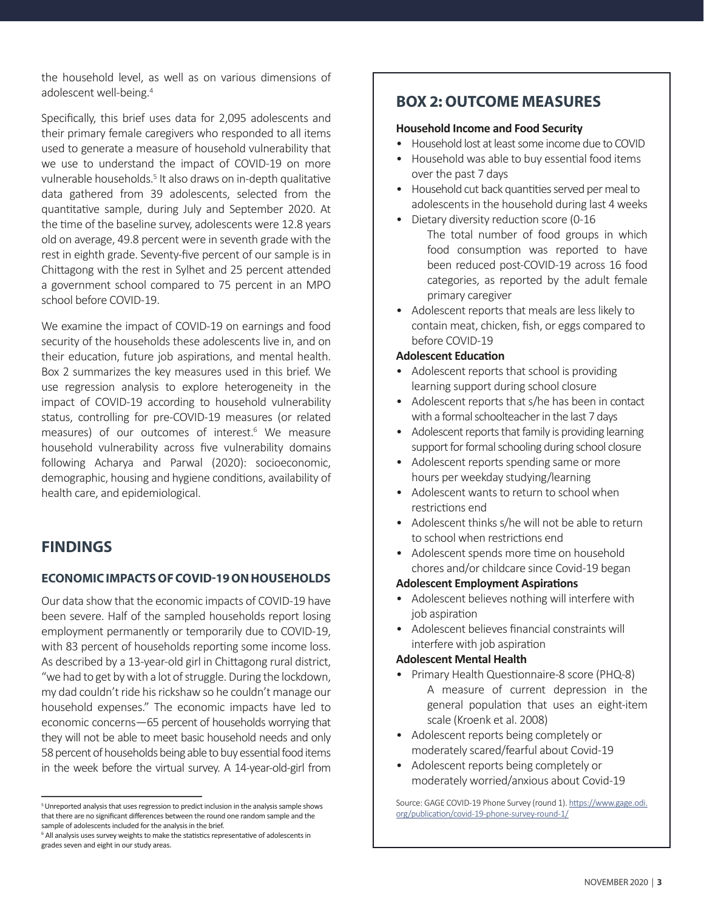the household level, as well as on various dimensions of adolescent well-being.[4]

Specifically, this brief uses data for 2,095 adolescents and their primary female caregivers who responded to all items used to generate a measure of household vulnerability that we use to understand the impact of COVID-19 on more vulnerable households.[5] It also draws on in-depth qualitative data gathered from 39 adolescents, selected from the quantitative sample, during July and September 2020. At the time of the baseline survey, adolescents were 12.8 years old on average, 49.8 percent were in seventh grade with the rest in eighth grade. Seventy-five percent of our sample is in Chittagong with the rest in Sylhet and 25 percent attended a government school compared to 75 percent in an MPO school before COVID-19.

We examine the impact of COVID-19 on earnings and food security of the households these adolescents live in, and on their education, future job aspirations, and mental health. Box 2 summarizes the key measures used in this brief. We use regression analysis to explore heterogeneity in the impact of COVID-19 according to household vulnerability status, controlling for pre-COVID-19 measures (or related measures) of our outcomes of interest.[6] We measure household vulnerability across five vulnerability domains following Acharya and Parwal (2020): socioeconomic, demographic, housing and hygiene conditions, availability of health care, and epidemiological.

## FINDINGS

### ECONOMIC IMPACTS OF COVID-19 ON HOUSEHOLDS

Our data show that the economic impacts of COVID-19 have been severe. Half of the sampled households report losing employment permanently or temporarily due to COVID-19, with 83 percent of households reporting some income loss. As described by a 13-year-old girl in Chittagong rural district, "we had to get by with a lot of struggle. During the lockdown, my dad couldn't ride his rickshaw so he couldn't manage our household expenses." The economic impacts have led to economic concerns—65 percent of households worrying that they will not be able to meet basic household needs and only 58 percent of households being able to buy essential food items in the week before the virtual survey. A 14-year-old-girl from

## BOX 2: OUTCOME MEASURES

**Household Income and Food Security**

- Household lost at least some income due to COVID
- Household was able to buy essential food items over the past 7 days
- Household cut back quantities served per meal to adolescents in the household during last 4 weeks
- Dietary diversity reduction score (0-16
  - The total number of food groups in which food consumption was reported to have been reduced post-COVID-19 across 16 food categories, as reported by the adult female primary caregiver
- Adolescent reports that meals are less likely to contain meat, chicken, fish, or eggs compared to before COVID-19

**Adolescent Education**

- Adolescent reports that school is providing learning support during school closure
- Adolescent reports that s/he has been in contact with a formal schoolteacher in the last 7 days
- Adolescent reports that family is providing learning support for formal schooling during school closure
- Adolescent reports spending same or more hours per weekday studying/learning
- Adolescent wants to return to school when restrictions end
- Adolescent thinks s/he will not be able to return to school when restrictions end
- Adolescent spends more time on household chores and/or childcare since Covid-19 began

**Adolescent Employment Aspirations**

- Adolescent believes nothing will interfere with job aspiration
- Adolescent believes financial constraints will interfere with job aspiration

**Adolescent Mental Health**

- Primary Health Questionnaire-8 score (PHQ-8)
  - A measure of current depression in the general population that uses an eight-item scale (Kroenk et al. 2008)
- Adolescent reports being completely or moderately scared/fearful about Covid-19
- Adolescent reports being completely or moderately worried/anxious about Covid-19

Source: GAGE COVID-19 Phone Survey (round 1). https://www.gage.odi.org/publication/covid-19-phone-survey-round-1/

---

[5] Unreported analysis that uses regression to predict inclusion in the analysis sample shows that there are no significant differences between the round one random sample and the sample of adolescents included for the analysis in the brief.

[6] All analysis uses survey weights to make the statistics representative of adolescents in grades seven and eight in our study areas.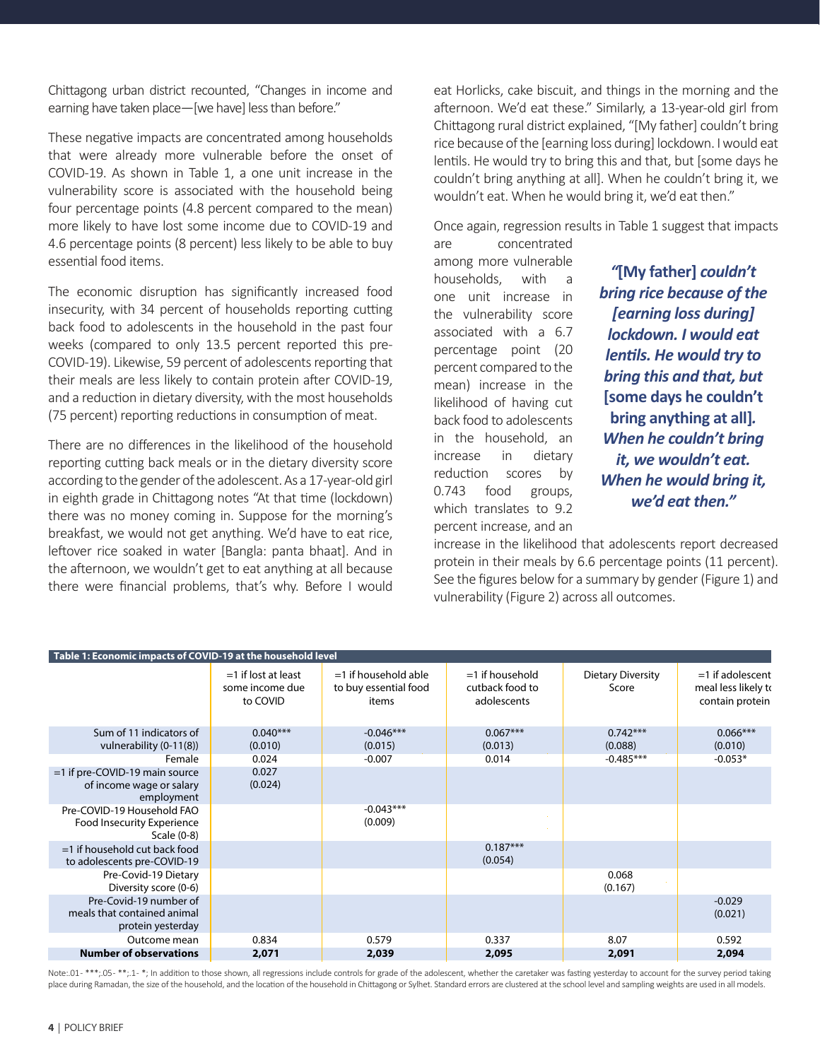Chittagong urban district recounted, "Changes in income and earning have taken place—[we have] less than before."

These negative impacts are concentrated among households that were already more vulnerable before the onset of COVID-19. As shown in Table 1, a one unit increase in the vulnerability score is associated with the household being four percentage points (4.8 percent compared to the mean) more likely to have lost some income due to COVID-19 and 4.6 percentage points (8 percent) less likely to be able to buy essential food items.

The economic disruption has significantly increased food insecurity, with 34 percent of households reporting cutting back food to adolescents in the household in the past four weeks (compared to only 13.5 percent reported this pre-COVID-19). Likewise, 59 percent of adolescents reporting that their meals are less likely to contain protein after COVID-19, and a reduction in dietary diversity, with the most households (75 percent) reporting reductions in consumption of meat.

There are no differences in the likelihood of the household reporting cutting back meals or in the dietary diversity score according to the gender of the adolescent. As a 17-year-old girl in eighth grade in Chittagong notes "At that time (lockdown) there was no money coming in. Suppose for the morning's breakfast, we would not get anything. We'd have to eat rice, leftover rice soaked in water [Bangla: panta bhaat]. And in the afternoon, we wouldn't get to eat anything at all because there were financial problems, that's why. Before I would eat Horlicks, cake biscuit, and things in the morning and the afternoon. We'd eat these." Similarly, a 13-year-old girl from Chittagong rural district explained, "[My father] couldn't bring rice because of the [earning loss during] lockdown. I would eat lentils. He would try to bring this and that, but [some days he couldn't bring anything at all]. When he couldn't bring it, we wouldn't eat. When he would bring it, we'd eat then."

Once again, regression results in Table 1 suggest that impacts are concentrated among more vulnerable households, with a one unit increase in the vulnerability score associated with a 6.7 percentage point (20 percent compared to the mean) increase in the likelihood of having cut back food to adolescents in the household, an increase in dietary reduction scores by 0.743 food groups, which translates to 9.2 percent increase, and an increase in the likelihood that adolescents report decreased protein in their meals by 6.6 percentage points (11 percent). See the figures below for a summary by gender (Figure 1) and vulnerability (Figure 2) across all outcomes.

> ***"*[My father]** ***couldn't bring rice because of the [earning loss during] lockdown. I would eat lentils. He would try to bring this and that, but*** **[some days he couldn't bring anything at all].** ***When he couldn't bring it, we wouldn't eat. When he would bring it, we'd eat then."***

**Table 1: Economic impacts of COVID-19 at the household level**

| | =1 if lost at least some income due to COVID | =1 if household able to buy essential food items | =1 if household cutback food to adolescents | Dietary Diversity Score | =1 if adolescent meal less likely to contain protein |
|---|---|---|---|---|---|
| Sum of 11 indicators of vulnerability (0-11(8)) | 0.040***<br>(0.010) | -0.046***<br>(0.015) | 0.067***<br>(0.013) | 0.742***<br>(0.088) | 0.066***<br>(0.010) |
| Female | 0.024 | -0.007 | 0.014 | -0.485*** | -0.053* |
| =1 if pre-COVID-19 main source of income wage or salary employment | 0.027<br>(0.024) | | | | |
| Pre-COVID-19 Household FAO Food Insecurity Experience Scale (0-8) | | -0.043***<br>(0.009) | | | |
| =1 if household cut back food to adolescents pre-COVID-19 | | | 0.187***<br>(0.054) | | |
| Pre-Covid-19 Dietary Diversity score (0-6) | | | | 0.068<br>(0.167) | |
| Pre-Covid-19 number of meals that contained animal protein yesterday | | | | | -0.029<br>(0.021) |
| Outcome mean | 0.834 | 0.579 | 0.337 | 8.07 | 0.592 |
| **Number of observations** | **2,071** | **2,039** | **2,095** | **2,091** | **2,094** |

Note:.01- ***;.05- **;.1- *; In addition to those shown, all regressions include controls for grade of the adolescent, whether the caretaker was fasting yesterday to account for the survey period taking place during Ramadan, the size of the household, and the location of the household in Chittagong or Sylhet. Standard errors are clustered at the school level and sampling weights are used in all models.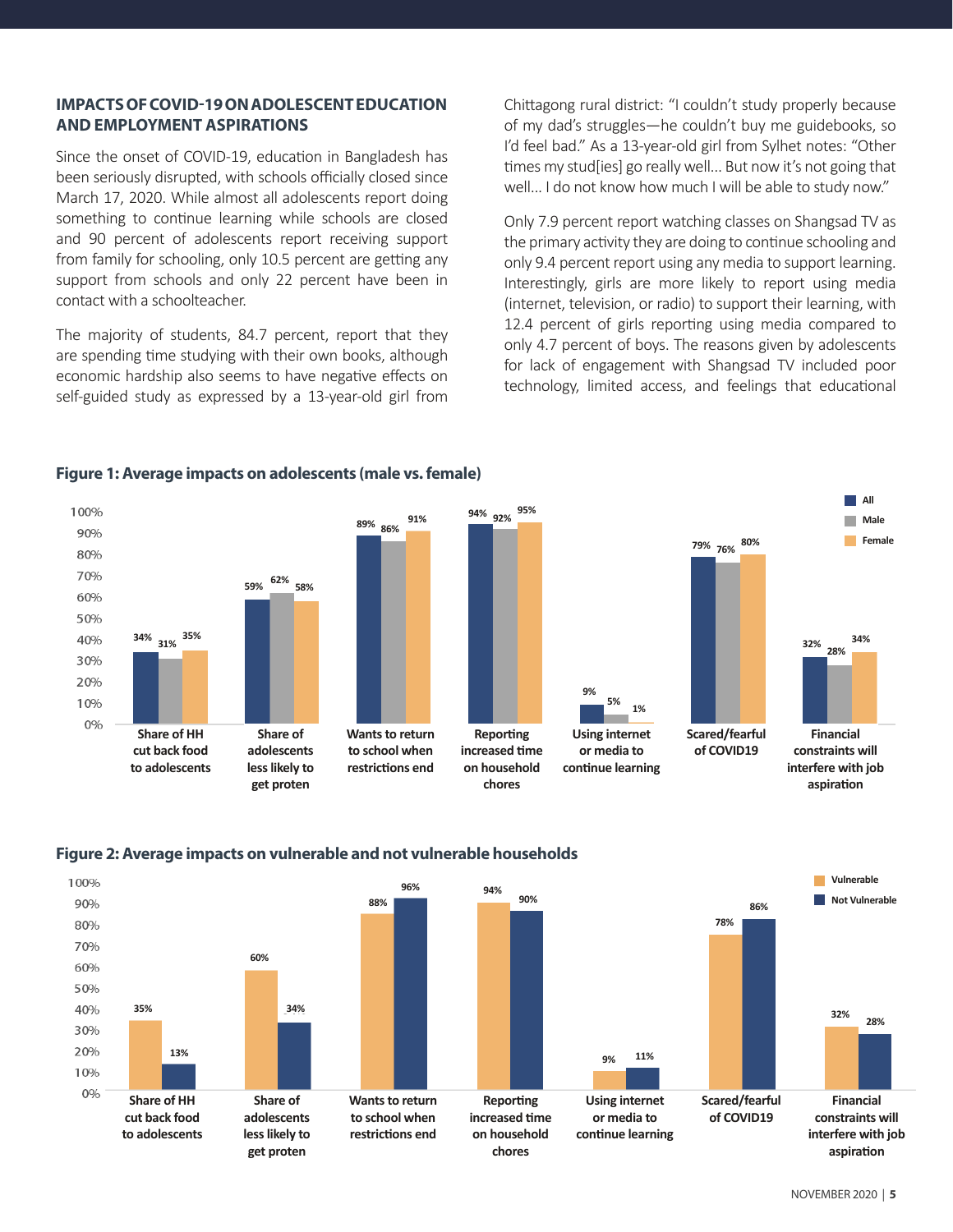## IMPACTS OF COVID-19 ON ADOLESCENT EDUCATION AND EMPLOYMENT ASPIRATIONS

Since the onset of COVID-19, education in Bangladesh has been seriously disrupted, with schools officially closed since March 17, 2020. While almost all adolescents report doing something to continue learning while schools are closed and 90 percent of adolescents report receiving support from family for schooling, only 10.5 percent are getting any support from schools and only 22 percent have been in contact with a schoolteacher.

The majority of students, 84.7 percent, report that they are spending time studying with their own books, although economic hardship also seems to have negative effects on self-guided study as expressed by a 13-year-old girl from Chittagong rural district: "I couldn't study properly because of my dad's struggles—he couldn't buy me guidebooks, so I'd feel bad." As a 13-year-old girl from Sylhet notes: "Other times my stud[ies] go really well… But now it's not going that well… I do not know how much I will be able to study now."

Only 7.9 percent report watching classes on Shangsad TV as the primary activity they are doing to continue schooling and only 9.4 percent report using any media to support learning. Interestingly, girls are more likely to report using media (internet, television, or radio) to support their learning, with 12.4 percent of girls reporting using media compared to only 4.7 percent of boys. The reasons given by adolescents for lack of engagement with Shangsad TV included poor technology, limited access, and feelings that educational

**Figure 1: Average impacts on adolescents (male vs. female)**

| | All | Male | Female |
|---|---|---|---|
| Share of HH cut back food to adolescents | 34% | 31% | 35% |
| Share of adolescents less likely to get proten | 59% | 62% | 58% |
| Wants to return to school when restrictions end | 89% | 86% | 91% |
| Reporting increased time on household chores | 94% | 92% | 95% |
| Using internet or media to continue learning | 9% | 5% | 1% |
| Scared/fearful of COVID19 | 79% | 76% | 80% |
| Financial constraints will interfere with job aspiration | 32% | 28% | 34% |

**Figure 2: Average impacts on vulnerable and not vulnerable households**

| | Vulnerable | Not Vulnerable |
|---|---|---|
| Share of HH cut back food to adolescents | 35% | 13% |
| Share of adolescents less likely to get proten | 60% | 34% |
| Wants to return to school when restrictions end | 88% | 96% |
| Reporting increased time on household chores | 94% | 90% |
| Using internet or media to continue learning | 9% | 11% |
| Scared/fearful of COVID19 | 78% | 86% |
| Financial constraints will interfere with job aspiration | 32% | 28% |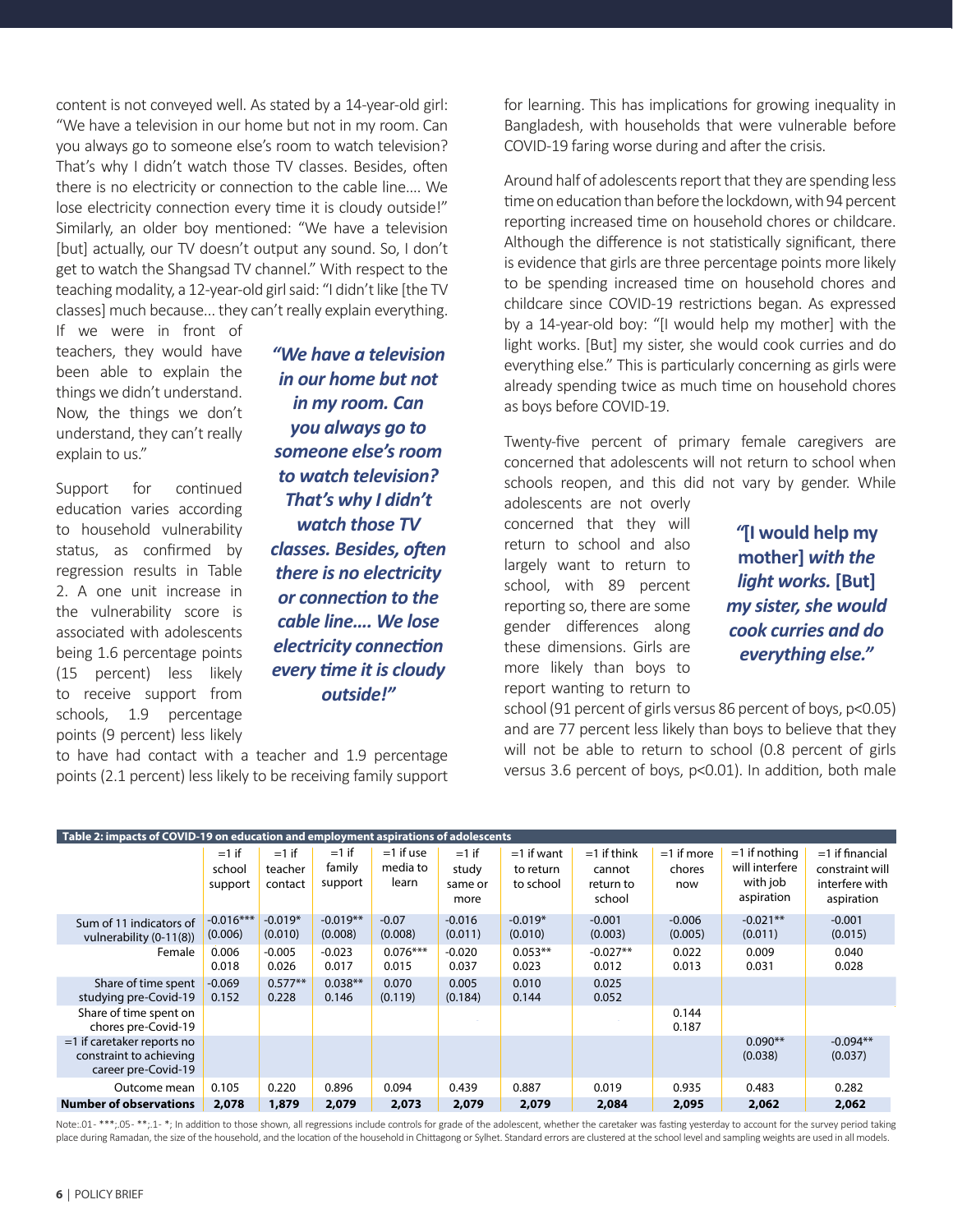content is not conveyed well. As stated by a 14-year-old girl: "We have a television in our home but not in my room. Can you always go to someone else's room to watch television? That's why I didn't watch those TV classes. Besides, often there is no electricity or connection to the cable line.... We lose electricity connection every time it is cloudy outside!" Similarly, an older boy mentioned: "We have a television [but] actually, our TV doesn't output any sound. So, I don't get to watch the Shangsad TV channel." With respect to the teaching modality, a 12-year-old girl said: "I didn't like [the TV classes] much because... they can't really explain everything. If we were in front of teachers, they would have been able to explain the things we didn't understand. Now, the things we don't understand, they can't really explain to us."

> ***"We have a television in our home but not in my room. Can you always go to someone else's room to watch television? That's why I didn't watch those TV classes. Besides, often there is no electricity or connection to the cable line.... We lose electricity connection every time it is cloudy outside!"***

Support for continued education varies according to household vulnerability status, as confirmed by regression results in Table 2. A one unit increase in the vulnerability score is associated with adolescents being 1.6 percentage points (15 percent) less likely to receive support from schools, 1.9 percentage points (9 percent) less likely to have had contact with a teacher and 1.9 percentage points (2.1 percent) less likely to be receiving family support for learning. This has implications for growing inequality in Bangladesh, with households that were vulnerable before COVID-19 faring worse during and after the crisis.

Around half of adolescents report that they are spending less time on education than before the lockdown, with 94 percent reporting increased time on household chores or childcare. Although the difference is not statistically significant, there is evidence that girls are three percentage points more likely to be spending increased time on household chores and childcare since COVID-19 restrictions began. As expressed by a 14-year-old boy: "[I would help my mother] with the light works. [But] my sister, she would cook curries and do everything else." This is particularly concerning as girls were already spending twice as much time on household chores as boys before COVID-19.

Twenty-five percent of primary female caregivers are concerned that adolescents will not return to school when schools reopen, and this did not vary by gender. While adolescents are not overly concerned that they will return to school and also largely want to return to school, with 89 percent reporting so, there are some gender differences along these dimensions. Girls are more likely than boys to report wanting to return to school (91 percent of girls versus 86 percent of boys, $p<0.05$) and are 77 percent less likely than boys to believe that they will not be able to return to school (0.8 percent of girls versus 3.6 percent of boys, $p<0.01$). In addition, both male

> **"[I would help my mother]** ***with the light works.*** **[But]** ***my sister, she would cook curries and do everything else."***

**Table 2: impacts of COVID-19 on education and employment aspirations of adolescents**

| | =1 if school support | =1 if teacher contact | =1 if family support | =1 if use media to learn | =1 if study same or more | =1 if want to return to school | =1 if think cannot return to school | =1 if more chores now | =1 if nothing will interfere with job aspiration | =1 if financial constraint will interfere with aspiration |
|---|---|---|---|---|---|---|---|---|---|---|
| Sum of 11 indicators of vulnerability (0-11(8)) | -0.016*** (0.006) | -0.019* (0.010) | -0.019** (0.008) | -0.07 (0.008) | -0.016 (0.011) | -0.019* (0.010) | -0.001 (0.003) | -0.006 (0.005) | -0.021** (0.011) | -0.001 (0.015) |
| Female | 0.006 0.018 | -0.005 0.026 | -0.023 0.017 | 0.076*** 0.015 | -0.020 0.037 | 0.053** 0.023 | -0.027** 0.012 | 0.022 0.013 | 0.009 0.031 | 0.040 0.028 |
| Share of time spent studying pre-Covid-19 | -0.069 0.152 | 0.577** 0.228 | 0.038** 0.146 | 0.070 (0.119) | 0.005 (0.184) | 0.010 0.144 | 0.025 0.052 | | | |
| Share of time spent on chores pre-Covid-19 | | | | | | | | 0.144 0.187 | | |
| =1 if caretaker reports no constraint to achieving career pre-Covid-19 | | | | | | | | | 0.090** (0.038) | -0.094** (0.037) |
| Outcome mean | 0.105 | 0.220 | 0.896 | 0.094 | 0.439 | 0.887 | 0.019 | 0.935 | 0.483 | 0.282 |
| **Number of observations** | **2,078** | **1,879** | **2,079** | **2,073** | **2,079** | **2,079** | **2,084** | **2,095** | **2,062** | **2,062** |

Note:.01- ***;.05- **;.1- *; In addition to those shown, all regressions include controls for grade of the adolescent, whether the caretaker was fasting yesterday to account for the survey period taking place during Ramadan, the size of the household, and the location of the household in Chittagong or Sylhet. Standard errors are clustered at the school level and sampling weights are used in all models.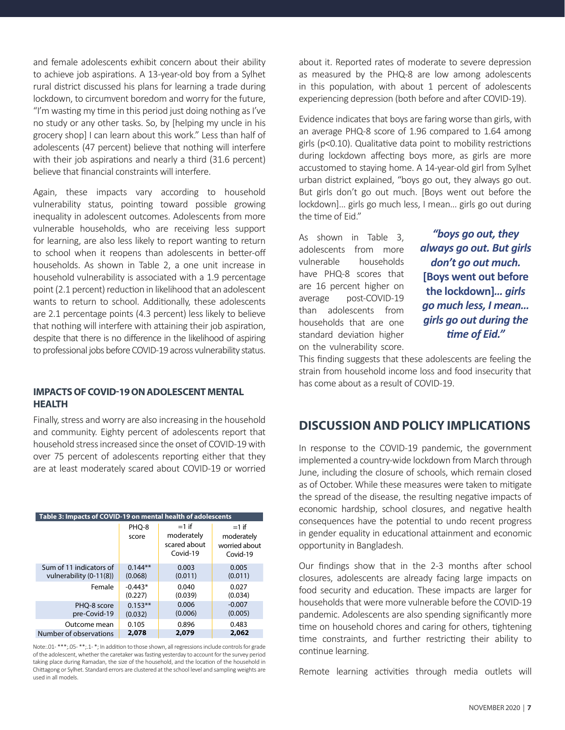and female adolescents exhibit concern about their ability to achieve job aspirations. A 13-year-old boy from a Sylhet rural district discussed his plans for learning a trade during lockdown, to circumvent boredom and worry for the future, "I'm wasting my time in this period just doing nothing as I've no study or any other tasks. So, by [helping my uncle in his grocery shop] I can learn about this work." Less than half of adolescents (47 percent) believe that nothing will interfere with their job aspirations and nearly a third (31.6 percent) believe that financial constraints will interfere.

Again, these impacts vary according to household vulnerability status, pointing toward possible growing inequality in adolescent outcomes. Adolescents from more vulnerable households, who are receiving less support for learning, are also less likely to report wanting to return to school when it reopens than adolescents in better-off households. As shown in Table 2, a one unit increase in household vulnerability is associated with a 1.9 percentage point (2.1 percent) reduction in likelihood that an adolescent wants to return to school. Additionally, these adolescents are 2.1 percentage points (4.3 percent) less likely to believe that nothing will interfere with attaining their job aspiration, despite that there is no difference in the likelihood of aspiring to professional jobs before COVID-19 across vulnerability status.

### IMPACTS OF COVID-19 ON ADOLESCENT MENTAL HEALTH

Finally, stress and worry are also increasing in the household and community. Eighty percent of adolescents report that household stress increased since the onset of COVID-19 with over 75 percent of adolescents reporting either that they are at least moderately scared about COVID-19 or worried about it. Reported rates of moderate to severe depression as measured by the PHQ-8 are low among adolescents in this population, with about 1 percent of adolescents experiencing depression (both before and after COVID-19).

Evidence indicates that boys are faring worse than girls, with an average PHQ-8 score of 1.96 compared to 1.64 among girls ($p<0.10$). Qualitative data point to mobility restrictions during lockdown affecting boys more, as girls are more accustomed to staying home. A 14-year-old girl from Sylhet urban district explained, "boys go out, they always go out. But girls don't go out much. [Boys went out before the lockdown]... girls go much less, I mean... girls go out during the time of Eid."

***"boys go out, they always go out. But girls don't go out much.* [Boys went out before the lockdown]*... girls go much less, I mean... girls go out during the time of Eid."***

As shown in Table 3, adolescents from more vulnerable households have PHQ-8 scores that are 16 percent higher on average post-COVID-19 than adolescents from households that are one standard deviation higher on the vulnerability score. This finding suggests that these adolescents are feeling the strain from household income loss and food insecurity that has come about as a result of COVID-19.

**Table 3: Impacts of COVID-19 on mental health of adolescents**

| | PHQ-8 score | =1 if moderately scared about Covid-19 | =1 if moderately worried about Covid-19 |
|---|---|---|---|
| Sum of 11 indicators of vulnerability (0-11(8)) | 0.144** | 0.003 | 0.005 |
| | (0.068) | (0.011) | (0.011) |
| Female | -0.443* | 0.040 | 0.027 |
| | (0.227) | (0.039) | (0.034) |
| PHQ-8 score pre-Covid-19 | 0.153** | 0.006 | -0.007 |
| | (0.032) | (0.006) | (0.005) |
| Outcome mean | 0.105 | 0.896 | 0.483 |
| Number of observations | **2,078** | **2,079** | **2,062** |

Note:.01- ***;.05- **;.1- *; In addition to those shown, all regressions include controls for grade of the adolescent, whether the caretaker was fasting yesterday to account for the survey period taking place during Ramadan, the size of the household, and the location of the household in Chittagong or Sylhet. Standard errors are clustered at the school level and sampling weights are used in all models.

## DISCUSSION AND POLICY IMPLICATIONS

In response to the COVID-19 pandemic, the government implemented a country-wide lockdown from March through June, including the closure of schools, which remain closed as of October. While these measures were taken to mitigate the spread of the disease, the resulting negative impacts of economic hardship, school closures, and negative health consequences have the potential to undo recent progress in gender equality in educational attainment and economic opportunity in Bangladesh.

Our findings show that in the 2-3 months after school closures, adolescents are already facing large impacts on food security and education. These impacts are larger for households that were more vulnerable before the COVID-19 pandemic. Adolescents are also spending significantly more time on household chores and caring for others, tightening time constraints, and further restricting their ability to continue learning.

Remote learning activities through media outlets will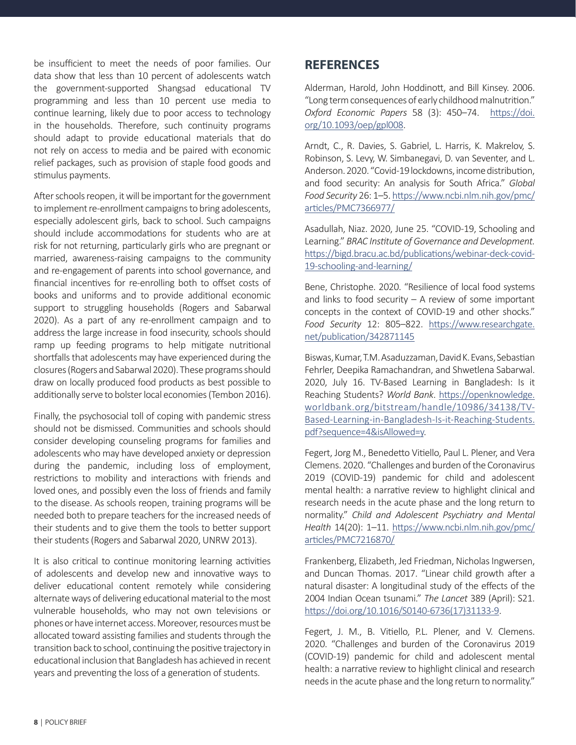be insufficient to meet the needs of poor families. Our data show that less than 10 percent of adolescents watch the government-supported Shangsad educational TV programming and less than 10 percent use media to continue learning, likely due to poor access to technology in the households. Therefore, such continuity programs should adapt to provide educational materials that do not rely on access to media and be paired with economic relief packages, such as provision of staple food goods and stimulus payments.

After schools reopen, it will be important for the government to implement re-enrollment campaigns to bring adolescents, especially adolescent girls, back to school. Such campaigns should include accommodations for students who are at risk for not returning, particularly girls who are pregnant or married, awareness-raising campaigns to the community and re-engagement of parents into school governance, and financial incentives for re-enrolling both to offset costs of books and uniforms and to provide additional economic support to struggling households (Rogers and Sabarwal 2020). As a part of any re-enrollment campaign and to address the large increase in food insecurity, schools should ramp up feeding programs to help mitigate nutritional shortfalls that adolescents may have experienced during the closures (Rogers and Sabarwal 2020). These programs should draw on locally produced food products as best possible to additionally serve to bolster local economies (Tembon 2016).

Finally, the psychosocial toll of coping with pandemic stress should not be dismissed. Communities and schools should consider developing counseling programs for families and adolescents who may have developed anxiety or depression during the pandemic, including loss of employment, restrictions to mobility and interactions with friends and loved ones, and possibly even the loss of friends and family to the disease. As schools reopen, training programs will be needed both to prepare teachers for the increased needs of their students and to give them the tools to better support their students (Rogers and Sabarwal 2020, UNRW 2013).

It is also critical to continue monitoring learning activities of adolescents and develop new and innovative ways to deliver educational content remotely while considering alternate ways of delivering educational material to the most vulnerable households, who may not own televisions or phones or have internet access. Moreover, resources must be allocated toward assisting families and students through the transition back to school, continuing the positive trajectory in educational inclusion that Bangladesh has achieved in recent years and preventing the loss of a generation of students.

## REFERENCES

Alderman, Harold, John Hoddinott, and Bill Kinsey. 2006. "Long term consequences of early childhood malnutrition." *Oxford Economic Papers* 58 (3): 450–74. https://doi.org/10.1093/oep/gpl008.

Arndt, C., R. Davies, S. Gabriel, L. Harris, K. Makrelov, S. Robinson, S. Levy, W. Simbanegavi, D. van Seventer, and L. Anderson. 2020. "Covid-19 lockdowns, income distribution, and food security: An analysis for South Africa." *Global Food Security* 26: 1–5. https://www.ncbi.nlm.nih.gov/pmc/articles/PMC7366977/

Asadullah, Niaz. 2020, June 25. "COVID-19, Schooling and Learning." *BRAC Institute of Governance and Development.* https://bigd.bracu.ac.bd/publications/webinar-deck-covid-19-schooling-and-learning/

Bene, Christophe. 2020. "Resilience of local food systems and links to food security – A review of some important concepts in the context of COVID-19 and other shocks." *Food Security* 12: 805–822. https://www.researchgate.net/publication/342871145

Biswas, Kumar, T.M. Asaduzzaman, David K. Evans, Sebastian Fehrler, Deepika Ramachandran, and Shwetlena Sabarwal. 2020, July 16. TV-Based Learning in Bangladesh: Is it Reaching Students? *World Bank*. https://openknowledge.worldbank.org/bitstream/handle/10986/34138/TV-Based-Learning-in-Bangladesh-Is-it-Reaching-Students.pdf?sequence=4&isAllowed=y.

Fegert, Jorg M., Benedetto Vitiello, Paul L. Plener, and Vera Clemens. 2020. "Challenges and burden of the Coronavirus 2019 (COVID-19) pandemic for child and adolescent mental health: a narrative review to highlight clinical and research needs in the acute phase and the long return to normality." *Child and Adolescent Psychiatry and Mental Health* 14(20): 1–11. https://www.ncbi.nlm.nih.gov/pmc/articles/PMC7216870/

Frankenberg, Elizabeth, Jed Friedman, Nicholas Ingwersen, and Duncan Thomas. 2017. "Linear child growth after a natural disaster: A longitudinal study of the effects of the 2004 Indian Ocean tsunami." *The Lancet* 389 (April): S21. https://doi.org/10.1016/S0140-6736(17)31133-9.

Fegert, J. M., B. Vitiello, P.L. Plener, and V. Clemens. 2020. "Challenges and burden of the Coronavirus 2019 (COVID-19) pandemic for child and adolescent mental health: a narrative review to highlight clinical and research needs in the acute phase and the long return to normality."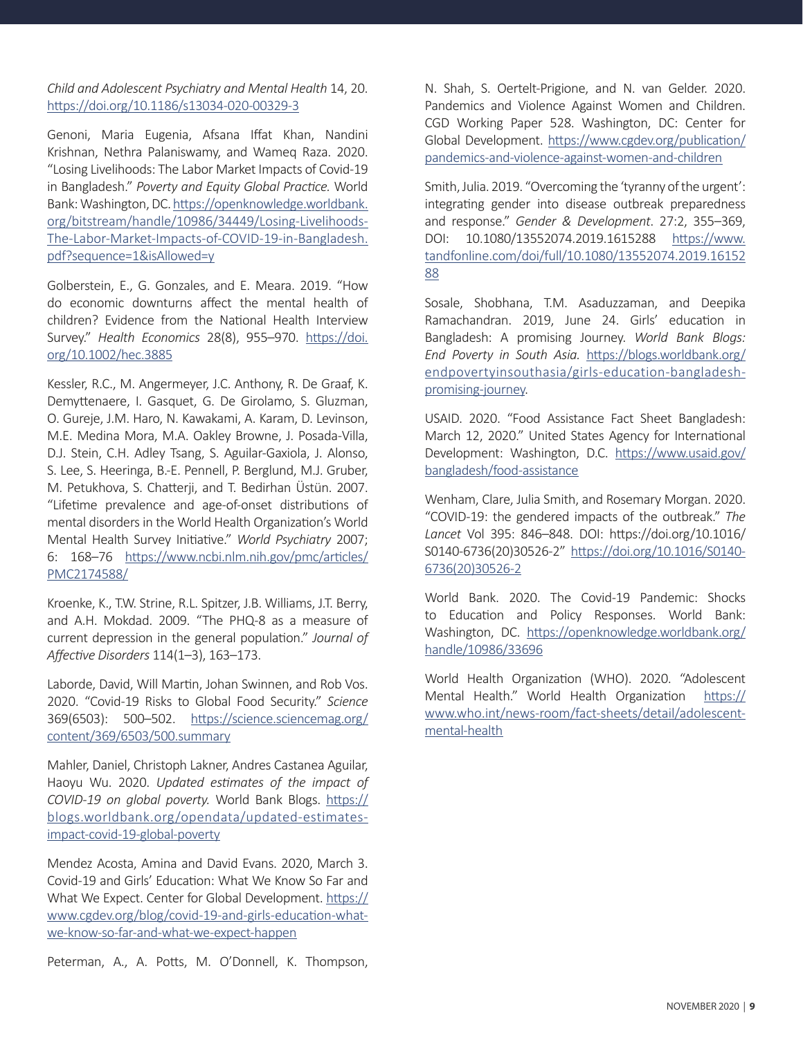*Child and Adolescent Psychiatry and Mental Health* 14, 20. https://doi.org/10.1186/s13034-020-00329-3

Genoni, Maria Eugenia, Afsana Iffat Khan, Nandini Krishnan, Nethra Palaniswamy, and Wameq Raza. 2020. "Losing Livelihoods: The Labor Market Impacts of Covid-19 in Bangladesh." *Poverty and Equity Global Practice.* World Bank: Washington, DC. https://openknowledge.worldbank.org/bitstream/handle/10986/34449/Losing-Livelihoods-The-Labor-Market-Impacts-of-COVID-19-in-Bangladesh.pdf?sequence=1&isAllowed=y

Golberstein, E., G. Gonzales, and E. Meara. 2019. "How do economic downturns affect the mental health of children? Evidence from the National Health Interview Survey." *Health Economics* 28(8), 955–970. https://doi.org/10.1002/hec.3885

Kessler, R.C., M. Angermeyer, J.C. Anthony, R. De Graaf, K. Demyttenaere, I. Gasquet, G. De Girolamo, S. Gluzman, O. Gureje, J.M. Haro, N. Kawakami, A. Karam, D. Levinson, M.E. Medina Mora, M.A. Oakley Browne, J. Posada-Villa, D.J. Stein, C.H. Adley Tsang, S. Aguilar-Gaxiola, J. Alonso, S. Lee, S. Heeringa, B.-E. Pennell, P. Berglund, M.J. Gruber, M. Petukhova, S. Chatterji, and T. Bedirhan Üstün. 2007. "Lifetime prevalence and age-of-onset distributions of mental disorders in the World Health Organization's World Mental Health Survey Initiative." *World Psychiatry* 2007; 6: 168–76 https://www.ncbi.nlm.nih.gov/pmc/articles/PMC2174588/

Kroenke, K., T.W. Strine, R.L. Spitzer, J.B. Williams, J.T. Berry, and A.H. Mokdad. 2009. "The PHQ-8 as a measure of current depression in the general population." *Journal of Affective Disorders* 114(1–3), 163–173.

Laborde, David, Will Martin, Johan Swinnen, and Rob Vos. 2020. "Covid-19 Risks to Global Food Security." *Science* 369(6503): 500–502. https://science.sciencemag.org/content/369/6503/500.summary

Mahler, Daniel, Christoph Lakner, Andres Castanea Aguilar, Haoyu Wu. 2020. *Updated estimates of the impact of COVID-19 on global poverty.* World Bank Blogs. https://blogs.worldbank.org/opendata/updated-estimates-impact-covid-19-global-poverty

Mendez Acosta, Amina and David Evans. 2020, March 3. Covid-19 and Girls' Education: What We Know So Far and What We Expect. Center for Global Development. https://www.cgdev.org/blog/covid-19-and-girls-education-what-we-know-so-far-and-what-we-expect-happen

Peterman, A., A. Potts, M. O'Donnell, K. Thompson, N. Shah, S. Oertelt-Prigione, and N. van Gelder. 2020. Pandemics and Violence Against Women and Children. CGD Working Paper 528. Washington, DC: Center for Global Development. https://www.cgdev.org/publication/pandemics-and-violence-against-women-and-children

Smith, Julia. 2019. "Overcoming the 'tyranny of the urgent': integrating gender into disease outbreak preparedness and response." *Gender & Development*. 27:2, 355–369, DOI: 10.1080/13552074.2019.1615288 https://www.tandfonline.com/doi/full/10.1080/13552074.2019.1615288

Sosale, Shobhana, T.M. Asaduzzaman, and Deepika Ramachandran. 2019, June 24. Girls' education in Bangladesh: A promising Journey. *World Bank Blogs: End Poverty in South Asia.* https://blogs.worldbank.org/endpovertyinsouthasia/girls-education-bangladesh-promising-journey.

USAID. 2020. "Food Assistance Fact Sheet Bangladesh: March 12, 2020." United States Agency for International Development: Washington, D.C. https://www.usaid.gov/bangladesh/food-assistance

Wenham, Clare, Julia Smith, and Rosemary Morgan. 2020. "COVID-19: the gendered impacts of the outbreak." *The Lancet* Vol 395: 846–848. DOI: https://doi.org/10.1016/S0140-6736(20)30526-2" https://doi.org/10.1016/S0140-6736(20)30526-2

World Bank. 2020. The Covid-19 Pandemic: Shocks to Education and Policy Responses. World Bank: Washington, DC. https://openknowledge.worldbank.org/handle/10986/33696

World Health Organization (WHO). 2020. "Adolescent Mental Health." World Health Organization https://www.who.int/news-room/fact-sheets/detail/adolescent-mental-health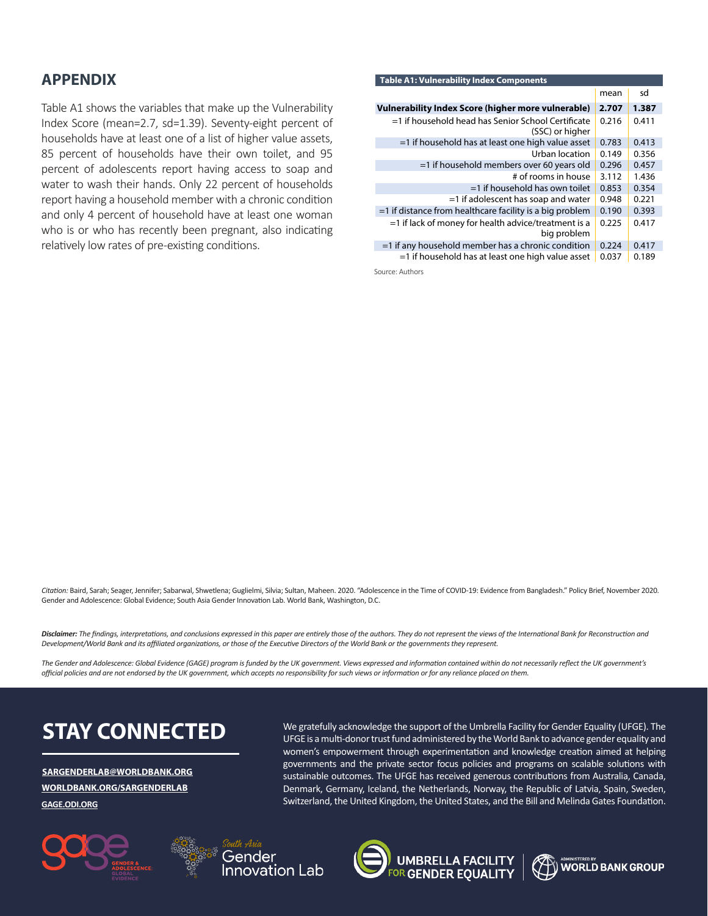## APPENDIX

Table A1 shows the variables that make up the Vulnerability Index Score (mean=2.7, sd=1.39). Seventy-eight percent of households have at least one of a list of higher value assets, 85 percent of households have their own toilet, and 95 percent of adolescents report having access to soap and water to wash their hands. Only 22 percent of households report having a household member with a chronic condition and only 4 percent of household have at least one woman who is or who has recently been pregnant, also indicating relatively low rates of pre-existing conditions.

**Table A1: Vulnerability Index Components**

| | mean | sd |
|---|---|---|
| **Vulnerability Index Score (higher more vulnerable)** | **2.707** | **1.387** |
| =1 if household head has Senior School Certificate (SSC) or higher | 0.216 | 0.411 |
| =1 if household has at least one high value asset | 0.783 | 0.413 |
| Urban location | 0.149 | 0.356 |
| =1 if household members over 60 years old | 0.296 | 0.457 |
| # of rooms in house | 3.112 | 1.436 |
| =1 if household has own toilet | 0.853 | 0.354 |
| =1 if adolescent has soap and water | 0.948 | 0.221 |
| =1 if distance from healthcare facility is a big problem | 0.190 | 0.393 |
| =1 if lack of money for health advice/treatment is a big problem | 0.225 | 0.417 |
| =1 if any household member has a chronic condition | 0.224 | 0.417 |
| =1 if household has at least one high value asset | 0.037 | 0.189 |

Source: Authors

*Citation:* Baird, Sarah; Seager, Jennifer; Sabarwal, Shwetlena; Guglielmi, Silvia; Sultan, Maheen. 2020. "Adolescence in the Time of COVID-19: Evidence from Bangladesh." Policy Brief, November 2020. Gender and Adolescence: Global Evidence; South Asia Gender Innovation Lab. World Bank, Washington, D.C.

***Disclaimer:*** *The findings, interpretations, and conclusions expressed in this paper are entirely those of the authors. They do not represent the views of the International Bank for Reconstruction and Development/World Bank and its affiliated organizations, or those of the Executive Directors of the World Bank or the governments they represent.*

*The Gender and Adolescence: Global Evidence (GAGE) program is funded by the UK government. Views expressed and information contained within do not necessarily reflect the UK government's official policies and are not endorsed by the UK government, which accepts no responsibility for such views or information or for any reliance placed on them.*

## STAY CONNECTED

**SARGENDERLAB@WORLDBANK.ORG**

**WORLDBANK.ORG/SARGENDERLAB**

**GAGE.ODI.ORG**

We gratefully acknowledge the support of the Umbrella Facility for Gender Equality (UFGE). The UFGE is a multi-donor trust fund administered by the World Bank to advance gender equality and women's empowerment through experimentation and knowledge creation aimed at helping governments and the private sector focus policies and programs on scalable solutions with sustainable outcomes. The UFGE has received generous contributions from Australia, Canada, Denmark, Germany, Iceland, the Netherlands, Norway, the Republic of Latvia, Spain, Sweden, Switzerland, the United Kingdom, the United States, and the Bill and Melinda Gates Foundation.